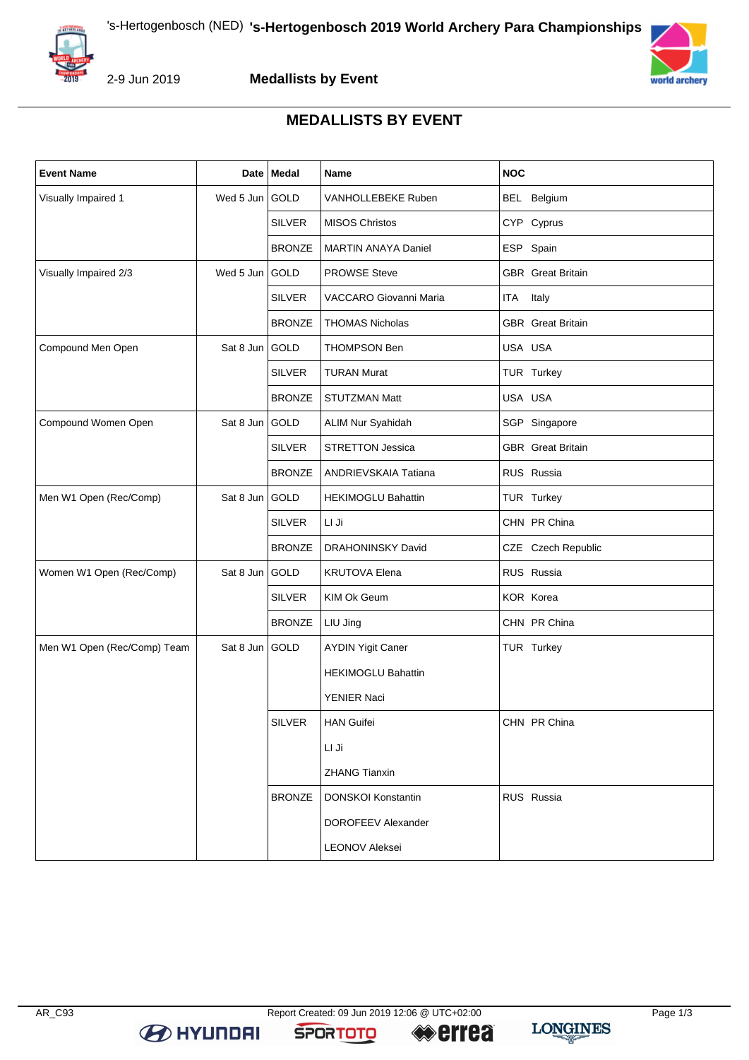# MEDALLISTS BY EVENT

| Event Name | Date | Medal | Name | NOC |
|---|---|---|---|---|
| Visually Impaired 1 | Wed 5 Jun | GOLD | VANHOLLEBEKE Ruben | BEL Belgium |
| | | SILVER | MISOS Christos | CYP Cyprus |
| | | BRONZE | MARTIN ANAYA Daniel | ESP Spain |
| Visually Impaired 2/3 | Wed 5 Jun | GOLD | PROWSE Steve | GBR Great Britain |
| | | SILVER | VACCARO Giovanni Maria | ITA Italy |
| | | BRONZE | THOMAS Nicholas | GBR Great Britain |
| Compound Men Open | Sat 8 Jun | GOLD | THOMPSON Ben | USA USA |
| | | SILVER | TURAN Murat | TUR Turkey |
| | | BRONZE | STUTZMAN Matt | USA USA |
| Compound Women Open | Sat 8 Jun | GOLD | ALIM Nur Syahidah | SGP Singapore |
| | | SILVER | STRETTON Jessica | GBR Great Britain |
| | | BRONZE | ANDRIEVSKAIA Tatiana | RUS Russia |
| Men W1 Open (Rec/Comp) | Sat 8 Jun | GOLD | HEKIMOGLU Bahattin | TUR Turkey |
| | | SILVER | LI Ji | CHN PR China |
| | | BRONZE | DRAHONINSKY David | CZE Czech Republic |
| Women W1 Open (Rec/Comp) | Sat 8 Jun | GOLD | KRUTOVA Elena | RUS Russia |
| | | SILVER | KIM Ok Geum | KOR Korea |
| | | BRONZE | LIU Jing | CHN PR China |
| Men W1 Open (Rec/Comp) Team | Sat 8 Jun | GOLD | AYDIN Yigit Caner<br>HEKIMOGLU Bahattin<br>YENIER Naci | TUR Turkey |
| | | SILVER | HAN Guifei<br>LI Ji<br>ZHANG Tianxin | CHN PR China |
| | | BRONZE | DONSKOI Konstantin<br>DOROFEEV Alexander<br>LEONOV Aleksei | RUS Russia |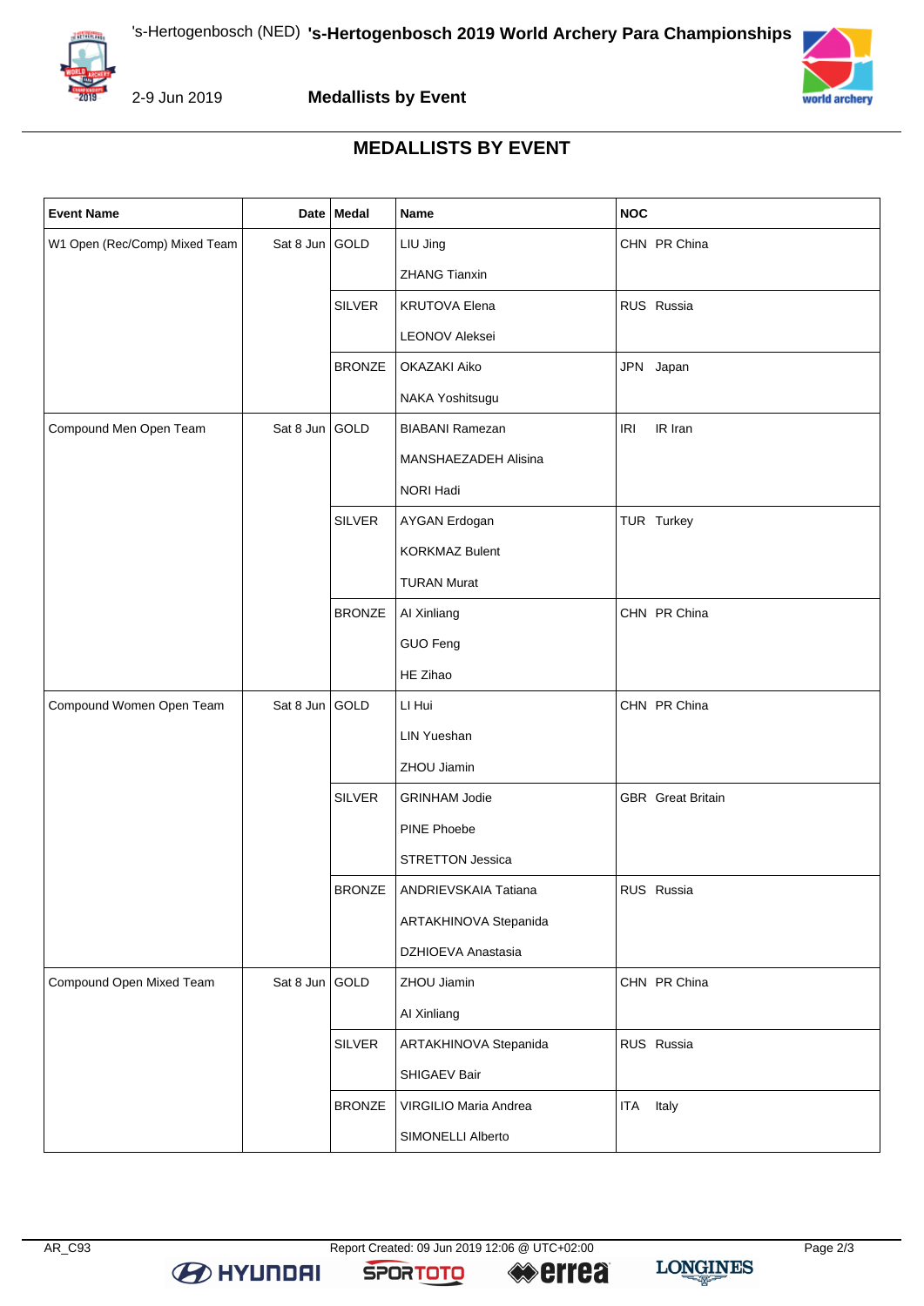# MEDALLISTS BY EVENT

| Event Name | Date | Medal | Name | NOC |
|---|---|---|---|---|
| W1 Open (Rec/Comp) Mixed Team | Sat 8 Jun | GOLD | LIU Jing | CHN PR China |
| | | | ZHANG Tianxin | |
| | | SILVER | KRUTOVA Elena | RUS Russia |
| | | | LEONOV Aleksei | |
| | | BRONZE | OKAZAKI Aiko | JPN Japan |
| | | | NAKA Yoshitsugu | |
| Compound Men Open Team | Sat 8 Jun | GOLD | BIABANI Ramezan | IRI IR Iran |
| | | | MANSHAEZADEH Alisina | |
| | | | NORI Hadi | |
| | | SILVER | AYGAN Erdogan | TUR Turkey |
| | | | KORKMAZ Bulent | |
| | | | TURAN Murat | |
| | | BRONZE | AI Xinliang | CHN PR China |
| | | | GUO Feng | |
| | | | HE Zihao | |
| Compound Women Open Team | Sat 8 Jun | GOLD | LI Hui | CHN PR China |
| | | | LIN Yueshan | |
| | | | ZHOU Jiamin | |
| | | SILVER | GRINHAM Jodie | GBR Great Britain |
| | | | PINE Phoebe | |
| | | | STRETTON Jessica | |
| | | BRONZE | ANDRIEVSKAIA Tatiana | RUS Russia |
| | | | ARTAKHINOVA Stepanida | |
| | | | DZHIOEVA Anastasia | |
| Compound Open Mixed Team | Sat 8 Jun | GOLD | ZHOU Jiamin | CHN PR China |
| | | | AI Xinliang | |
| | | SILVER | ARTAKHINOVA Stepanida | RUS Russia |
| | | | SHIGAEV Bair | |
| | | BRONZE | VIRGILIO Maria Andrea | ITA Italy |
| | | | SIMONELLI Alberto | |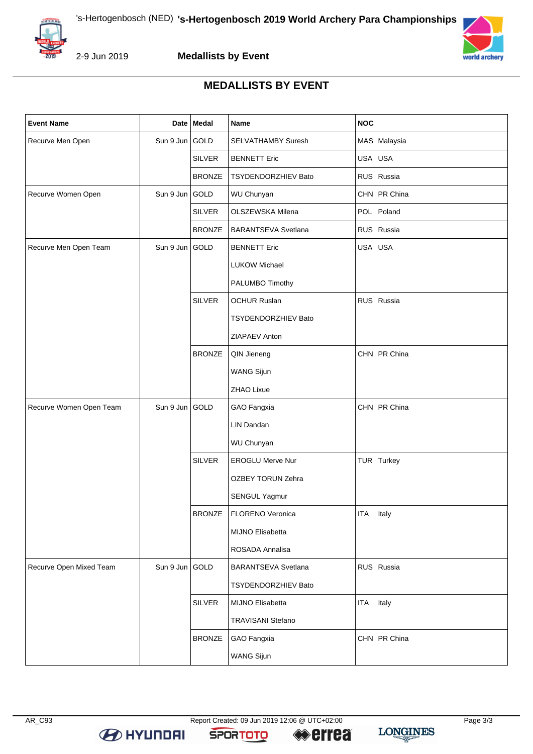# MEDALLISTS BY EVENT

| Event Name | Date | Medal | Name | NOC |
|---|---|---|---|---|
| Recurve Men Open | Sun 9 Jun | GOLD | SELVATHAMBY Suresh | MAS Malaysia |
| | | SILVER | BENNETT Eric | USA USA |
| | | BRONZE | TSYDENDORZHIEV Bato | RUS Russia |
| Recurve Women Open | Sun 9 Jun | GOLD | WU Chunyan | CHN PR China |
| | | SILVER | OLSZEWSKA Milena | POL Poland |
| | | BRONZE | BARANTSEVA Svetlana | RUS Russia |
| Recurve Men Open Team | Sun 9 Jun | GOLD | BENNETT Eric<br>LUKOW Michael<br>PALUMBO Timothy | USA USA |
| | | SILVER | OCHUR Ruslan<br>TSYDENDORZHIEV Bato<br>ZIAPAEV Anton | RUS Russia |
| | | BRONZE | QIN Jieneng<br>WANG Sijun<br>ZHAO Lixue | CHN PR China |
| Recurve Women Open Team | Sun 9 Jun | GOLD | GAO Fangxia<br>LIN Dandan<br>WU Chunyan | CHN PR China |
| | | SILVER | EROGLU Merve Nur<br>OZBEY TORUN Zehra<br>SENGUL Yagmur | TUR Turkey |
| | | BRONZE | FLORENO Veronica<br>MIJNO Elisabetta<br>ROSADA Annalisa | ITA Italy |
| Recurve Open Mixed Team | Sun 9 Jun | GOLD | BARANTSEVA Svetlana<br>TSYDENDORZHIEV Bato | RUS Russia |
| | | SILVER | MIJNO Elisabetta<br>TRAVISANI Stefano | ITA Italy |
| | | BRONZE | GAO Fangxia<br>WANG Sijun | CHN PR China |